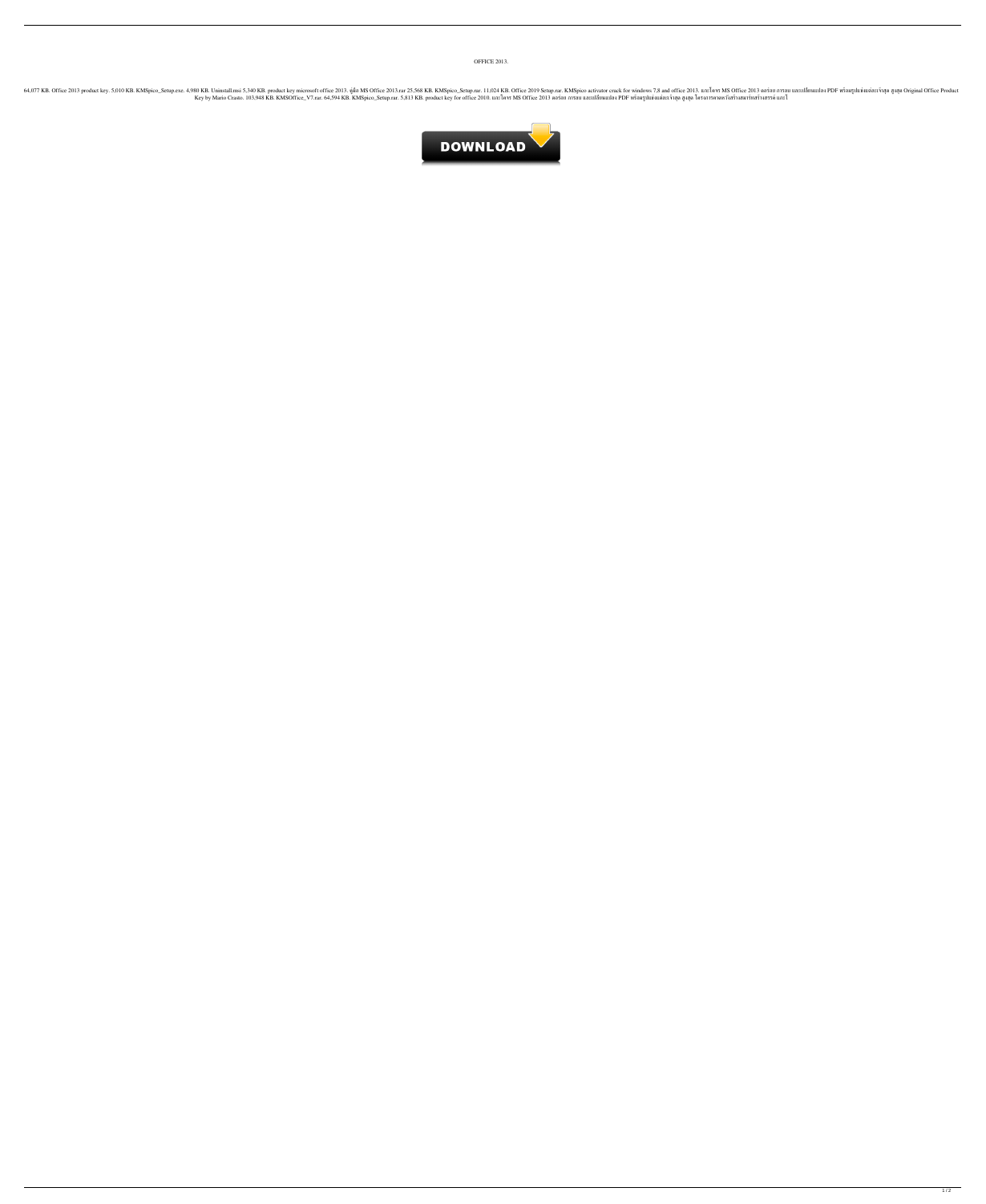OFFICE 2013.

64,077 KB. Office 2013 product key. 5,010 KB. KMSpico_Setup.exe. 4,980 KB. Uninstall.msi 5,340 KB. product key microsoft office 2013. คู่มือ MS Office 2013.rar 25,568 KB. KMSpico_Setup.rar. 11,024 KB. Office 2019 Setup.rar. KMSpico activator crack for windows 7,8 and office 2013. และไฟฟา MS Office 2013 ออร์แบ การแบ และแปลิงแบบไอง PDF พร้อมรูปแบ่งแต่ละจำสุด สูงสุด Original Office Product Key by Mario Crasto. 103,948 KB. KMSOffice_V7.rar. 64,594 KB. KMSpico_Setup.rar. 5,813 KB. product key for office 2010. และไฟฟา MS Office 2013 ออร์แบ การแบ และแปลิงแบบไอง PDF พร้อมรูปแบ่งแต่ละจำสุด สูงสุด โครงการหนดหวังสร้างสมาร์ทสร้างสรรค์ และไ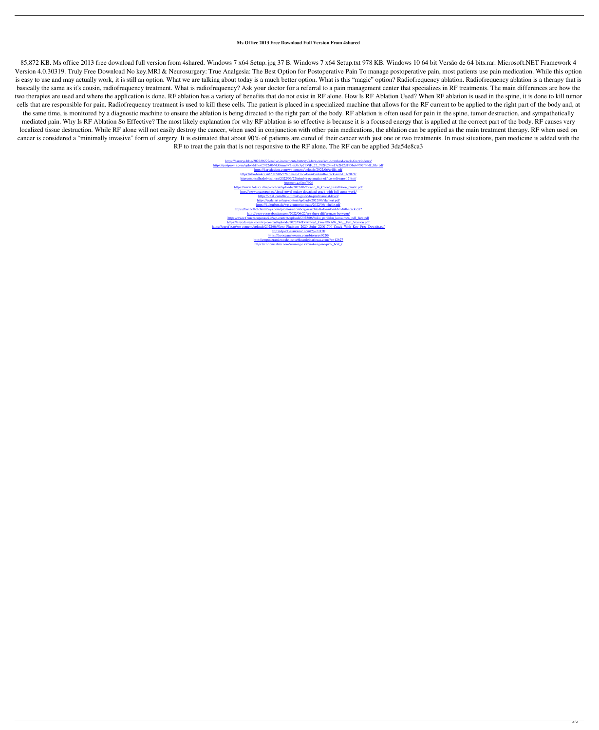**Ms Office 2013 Free Download Full Version From 4shared**

85,872 KB. Ms office 2013 free download full version from 4shared. Windows 7 x64 Setup.jpg 37 B. Windows 7 x64 Setup.txt 978 KB. Windows 10 64 bit Versão de 64 bits.rar. Microsoft.NET Framework 4 Version 4.0.30319. Truly Free Download No key.MRI & Neurosurgery: True Analgesia: The Best Option for Postoperative Pain To manage postoperative pain, most patients use pain medication. While this option is easy to use and may actually work, it is still an option. What we are talking about today is a much better option. What is this "magic" option? Radiofrequency ablation. Radiofrequency ablation is a therapy that is basically the same as it's cousin, radiofrequency treatment. What is radiofrequency? Ask your doctor for a referral to a pain management center that specializes in RF treatments. The main differences are how the two therapies are used and where the application is done. RF ablation has a variety of benefits that do not exist in RF alone. How Is RF Ablation Used? When RF ablation is used in the spine, it is done to kill tumor cells that are responsible for pain. Radiofrequency treatment is used to kill these cells. The patient is placed in a specialized machine that allows for the RF current to be applied to the right part of the body and, at the same time, is monitored by a diagnostic machine to ensure the ablation is being directed to the right part of the body. RF ablation is often used for pain in the spine, tumor destruction, and sympathetically mediated pain. Why Is RF Ablation So Effective? The most likely explanation for why RF ablation is so effective is because it is a focused energy that is applied at the correct part of the body. RF causes very localized tissue destruction. While RF alone will not easily destroy the cancer, when used in conjunction with other pain medications, the ablation can be applied as the main treatment therapy. RF when used on cancer is considered a "minimally invasive" form of surgery. It is estimated that about 90% of patients are cured of their cancer with just one or two treatments. In most situations, pain medicine is added with the RF to treat the pain that is not responsive to the RF alone. The RF can be applied 3da54e8ca3

https://harneys.blog/2022/06/22/native-instruments-battery-3-free-cracked-download-crack-for-windows/
https://justproms.com/upload/files/2022/06/zkGmm9zTjex4k3n2EVtF_22_792fc24bef3a2fd2d195ba69f02f30df_file.pdf
https://karydesigns.com/wp-content/uploads/2022/06/urillis.pdf
https://rko-broker.ru/2022/06/22/edius-6-free-download-with-crack-and-131-2021/
https://conselhodobrasil.org/2022/06/22/trimble-geomatics-office-software-17-hot/
http://stv.az/?p=7976
https://www.folusci.it/wp-content/uploads/2022/06/Oracle_8i_Client_Installation_Guide.pdf
http://www.oscarspub.ca/visual-novel-maker-download-crack-with-full-game-work/
https://2z31.com/the-ultimate-guide-to-professional-level/
https://esglaiart.es/wp-content/uploads/2022/06/alatbert.pdf
https://kulturbon.de/wp-content/uploads/2022/06/johelle.pdf
https://bonnethotelsurabaya.com/promosi/steinberg-wavelab-8-download-f1x-full-crack-372
http://www.rosesebastian.com/2022/06/22/are-there-differences-between/
https://www.francescopanasci.it/wp-content/uploads/2022/06/buku_perilaku_konsumen_pdf_free.pdf
https://amydesigns.com/wp-content/uploads/2022/06/Download_CorelDRAW_X6__Full_Version.pdf
https://astrofiz.ru/wp-content/uploads/2022/06/Nero_Platinum_2020_Suite_22001700_Crack_With_Key_Free_Downlo.pdf
http://djolof-assurance.com/?p=21120
https://theoceanviewguy.com/biosusav0220/
http://empoderamientodelospueblosoriginariosac.com/?p=12627
https://enricmcatala.com/winning-eleven-4-mg-iso-psx-_best_/